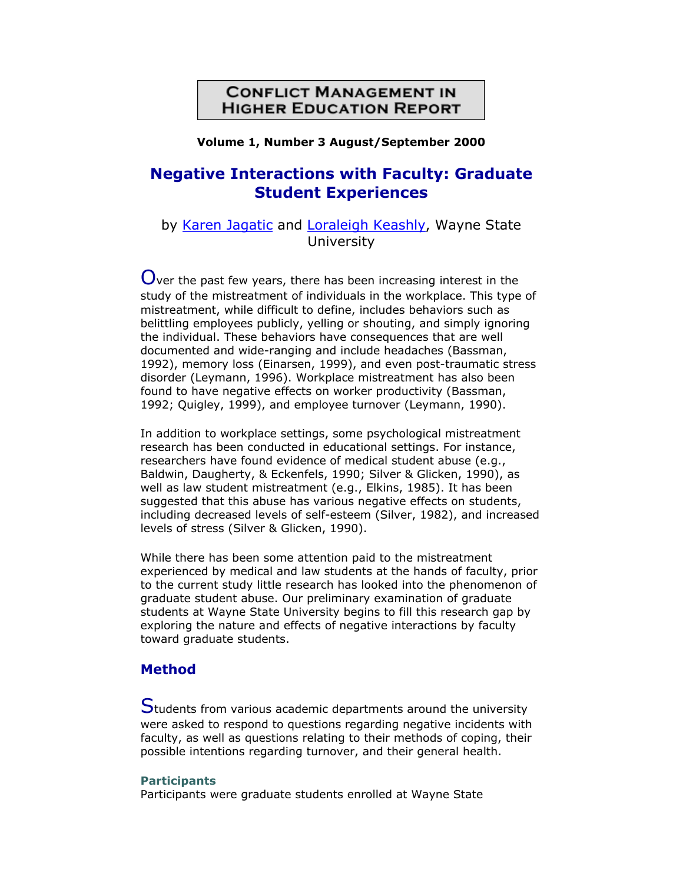# Conflict Management in Higher Education Report

**Volume 1, Number 3 August/September 2000**

## Negative Interactions with Faculty: Graduate Student Experiences

by Karen Jagatic and Loraleigh Keashly, Wayne State University

Over the past few years, there has been increasing interest in the study of the mistreatment of individuals in the workplace. This type of mistreatment, while difficult to define, includes behaviors such as belittling employees publicly, yelling or shouting, and simply ignoring the individual. These behaviors have consequences that are well documented and wide-ranging and include headaches (Bassman, 1992), memory loss (Einarsen, 1999), and even post-traumatic stress disorder (Leymann, 1996). Workplace mistreatment has also been found to have negative effects on worker productivity (Bassman, 1992; Quigley, 1999), and employee turnover (Leymann, 1990).

In addition to workplace settings, some psychological mistreatment research has been conducted in educational settings. For instance, researchers have found evidence of medical student abuse (e.g., Baldwin, Daugherty, & Eckenfels, 1990; Silver & Glicken, 1990), as well as law student mistreatment (e.g., Elkins, 1985). It has been suggested that this abuse has various negative effects on students, including decreased levels of self-esteem (Silver, 1982), and increased levels of stress (Silver & Glicken, 1990).

While there has been some attention paid to the mistreatment experienced by medical and law students at the hands of faculty, prior to the current study little research has looked into the phenomenon of graduate student abuse. Our preliminary examination of graduate students at Wayne State University begins to fill this research gap by exploring the nature and effects of negative interactions by faculty toward graduate students.

## Method

Students from various academic departments around the university were asked to respond to questions regarding negative incidents with faculty, as well as questions relating to their methods of coping, their possible intentions regarding turnover, and their general health.

### Participants

Participants were graduate students enrolled at Wayne State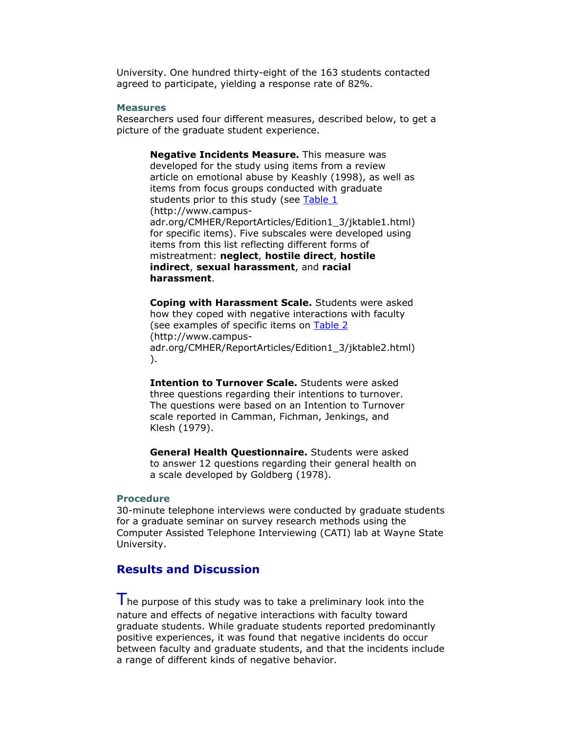University. One hundred thirty-eight of the 163 students contacted agreed to participate, yielding a response rate of 82%.

### Measures

Researchers used four different measures, described below, to get a picture of the graduate student experience.

> **Negative Incidents Measure.** This measure was developed for the study using items from a review article on emotional abuse by Keashly (1998), as well as items from focus groups conducted with graduate students prior to this study (see [Table 1](http://www.campus-adr.org/CMHER/ReportArticles/Edition1_3/jktable1.html) (http://www.campus-adr.org/CMHER/ReportArticles/Edition1_3/jktable1.html) for specific items). Five subscales were developed using items from this list reflecting different forms of mistreatment: **neglect**, **hostile direct**, **hostile indirect**, **sexual harassment**, and **racial harassment**.
>
> **Coping with Harassment Scale.** Students were asked how they coped with negative interactions with faculty (see examples of specific items on [Table 2](http://www.campus-adr.org/CMHER/ReportArticles/Edition1_3/jktable2.html) (http://www.campus-adr.org/CMHER/ReportArticles/Edition1_3/jktable2.html) ).
>
> **Intention to Turnover Scale.** Students were asked three questions regarding their intentions to turnover. The questions were based on an Intention to Turnover scale reported in Camman, Fichman, Jenkings, and Klesh (1979).
>
> **General Health Questionnaire.** Students were asked to answer 12 questions regarding their general health on a scale developed by Goldberg (1978).

### Procedure

30-minute telephone interviews were conducted by graduate students for a graduate seminar on survey research methods using the Computer Assisted Telephone Interviewing (CATI) lab at Wayne State University.

## Results and Discussion

The purpose of this study was to take a preliminary look into the nature and effects of negative interactions with faculty toward graduate students. While graduate students reported predominantly positive experiences, it was found that negative incidents do occur between faculty and graduate students, and that the incidents include a range of different kinds of negative behavior.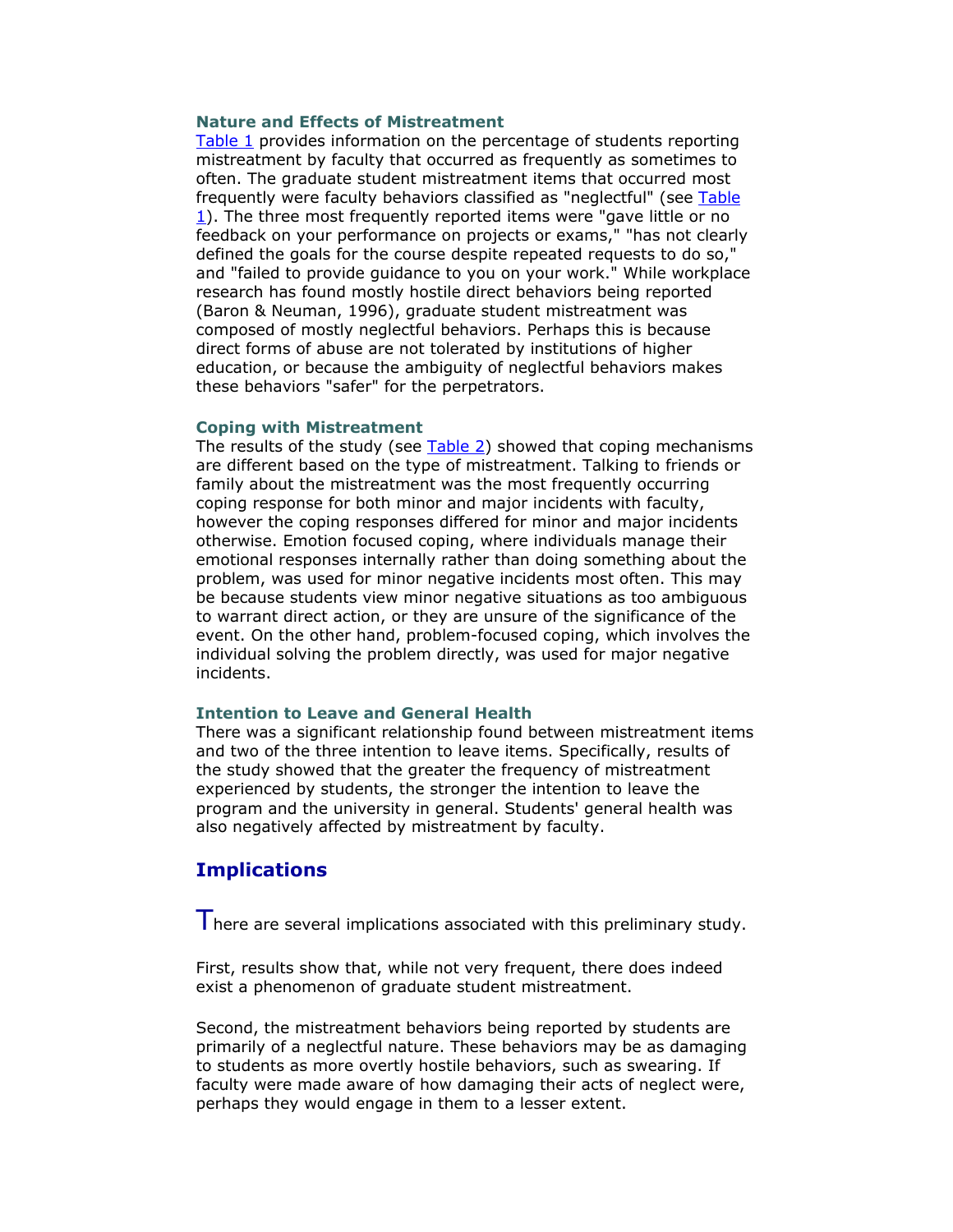### Nature and Effects of Mistreatment

Table 1 provides information on the percentage of students reporting mistreatment by faculty that occurred as frequently as sometimes to often. The graduate student mistreatment items that occurred most frequently were faculty behaviors classified as "neglectful" (see Table 1). The three most frequently reported items were "gave little or no feedback on your performance on projects or exams," "has not clearly defined the goals for the course despite repeated requests to do so," and "failed to provide guidance to you on your work." While workplace research has found mostly hostile direct behaviors being reported (Baron & Neuman, 1996), graduate student mistreatment was composed of mostly neglectful behaviors. Perhaps this is because direct forms of abuse are not tolerated by institutions of higher education, or because the ambiguity of neglectful behaviors makes these behaviors "safer" for the perpetrators.

### Coping with Mistreatment

The results of the study (see Table 2) showed that coping mechanisms are different based on the type of mistreatment. Talking to friends or family about the mistreatment was the most frequently occurring coping response for both minor and major incidents with faculty, however the coping responses differed for minor and major incidents otherwise. Emotion focused coping, where individuals manage their emotional responses internally rather than doing something about the problem, was used for minor negative incidents most often. This may be because students view minor negative situations as too ambiguous to warrant direct action, or they are unsure of the significance of the event. On the other hand, problem-focused coping, which involves the individual solving the problem directly, was used for major negative incidents.

### Intention to Leave and General Health

There was a significant relationship found between mistreatment items and two of the three intention to leave items. Specifically, results of the study showed that the greater the frequency of mistreatment experienced by students, the stronger the intention to leave the program and the university in general. Students' general health was also negatively affected by mistreatment by faculty.

## Implications

There are several implications associated with this preliminary study.

First, results show that, while not very frequent, there does indeed exist a phenomenon of graduate student mistreatment.

Second, the mistreatment behaviors being reported by students are primarily of a neglectful nature. These behaviors may be as damaging to students as more overtly hostile behaviors, such as swearing. If faculty were made aware of how damaging their acts of neglect were, perhaps they would engage in them to a lesser extent.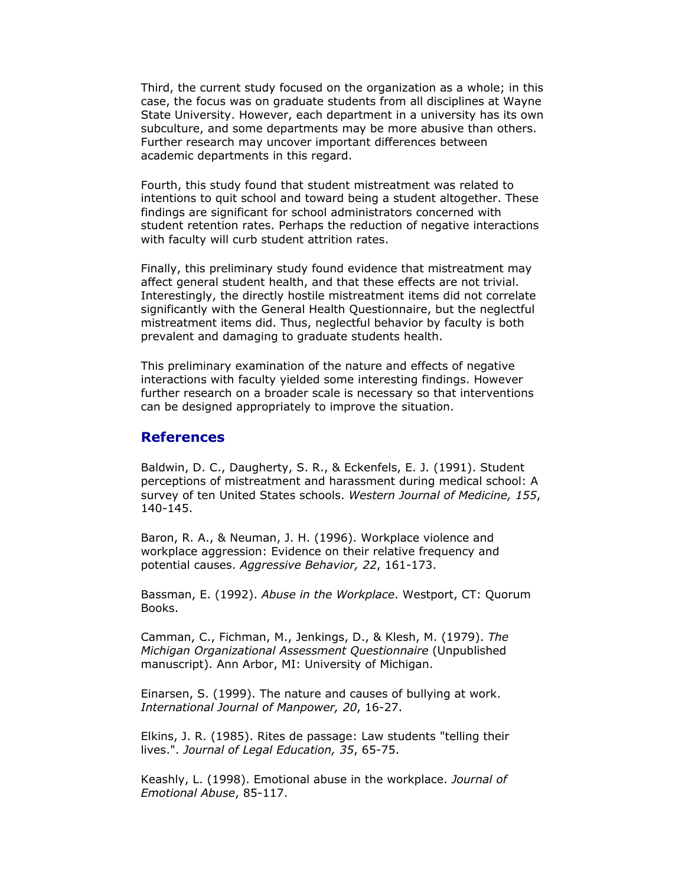Third, the current study focused on the organization as a whole; in this case, the focus was on graduate students from all disciplines at Wayne State University. However, each department in a university has its own subculture, and some departments may be more abusive than others. Further research may uncover important differences between academic departments in this regard.

Fourth, this study found that student mistreatment was related to intentions to quit school and toward being a student altogether. These findings are significant for school administrators concerned with student retention rates. Perhaps the reduction of negative interactions with faculty will curb student attrition rates.

Finally, this preliminary study found evidence that mistreatment may affect general student health, and that these effects are not trivial. Interestingly, the directly hostile mistreatment items did not correlate significantly with the General Health Questionnaire, but the neglectful mistreatment items did. Thus, neglectful behavior by faculty is both prevalent and damaging to graduate students health.

This preliminary examination of the nature and effects of negative interactions with faculty yielded some interesting findings. However further research on a broader scale is necessary so that interventions can be designed appropriately to improve the situation.

## References

Baldwin, D. C., Daugherty, S. R., & Eckenfels, E. J. (1991). Student perceptions of mistreatment and harassment during medical school: A survey of ten United States schools. *Western Journal of Medicine, 155*, 140-145.

Baron, R. A., & Neuman, J. H. (1996). Workplace violence and workplace aggression: Evidence on their relative frequency and potential causes. *Aggressive Behavior, 22*, 161-173.

Bassman, E. (1992). *Abuse in the Workplace*. Westport, CT: Quorum Books.

Camman, C., Fichman, M., Jenkings, D., & Klesh, M. (1979). *The Michigan Organizational Assessment Questionnaire* (Unpublished manuscript). Ann Arbor, MI: University of Michigan.

Einarsen, S. (1999). The nature and causes of bullying at work. *International Journal of Manpower, 20*, 16-27.

Elkins, J. R. (1985). Rites de passage: Law students "telling their lives.". *Journal of Legal Education, 35*, 65-75.

Keashly, L. (1998). Emotional abuse in the workplace. *Journal of Emotional Abuse*, 85-117.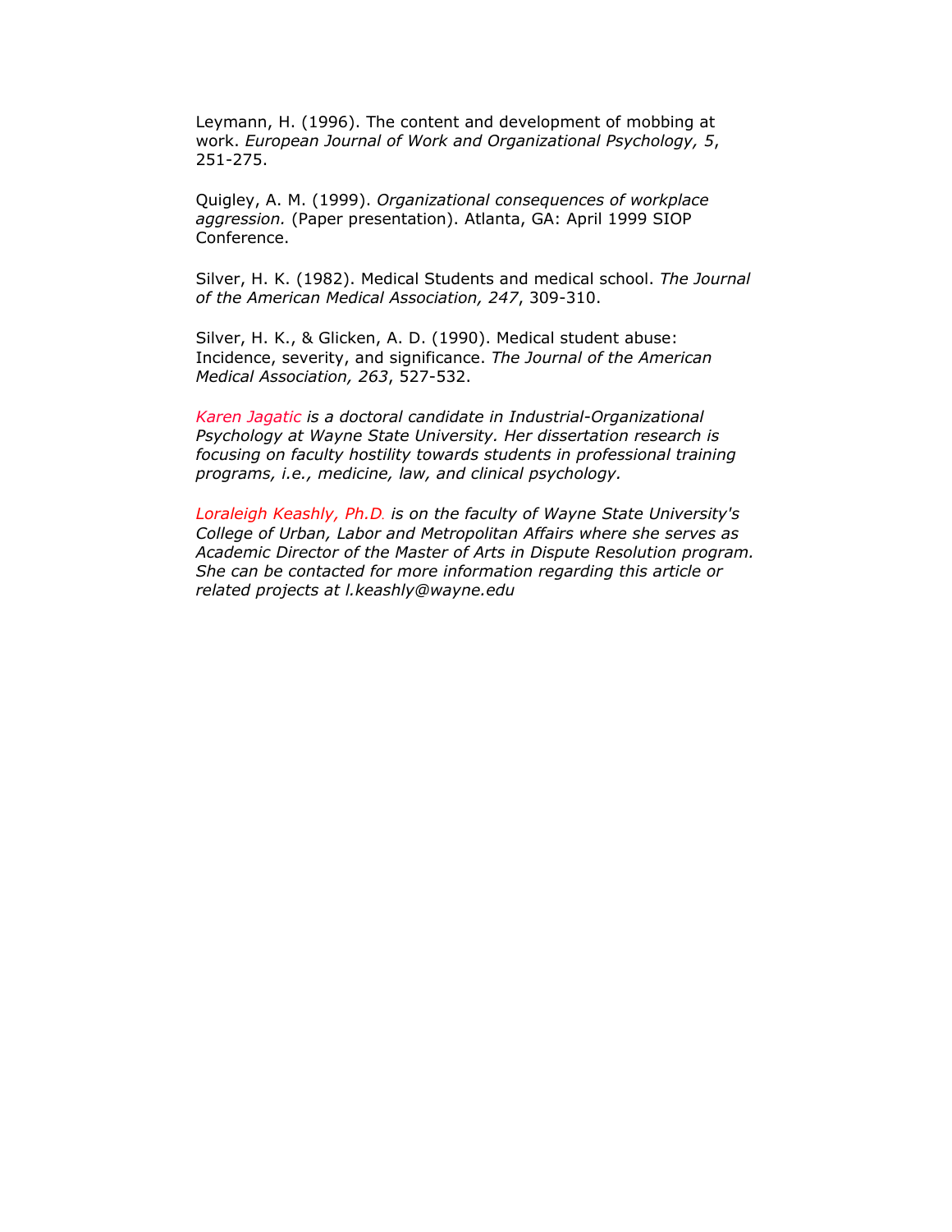Leymann, H. (1996). The content and development of mobbing at work. *European Journal of Work and Organizational Psychology, 5*, 251-275.

Quigley, A. M. (1999). *Organizational consequences of workplace aggression.* (Paper presentation). Atlanta, GA: April 1999 SIOP Conference.

Silver, H. K. (1982). Medical Students and medical school. *The Journal of the American Medical Association, 247*, 309-310.

Silver, H. K., & Glicken, A. D. (1990). Medical student abuse: Incidence, severity, and significance. *The Journal of the American Medical Association, 263*, 527-532.

*Karen Jagatic is a doctoral candidate in Industrial-Organizational Psychology at Wayne State University. Her dissertation research is focusing on faculty hostility towards students in professional training programs, i.e., medicine, law, and clinical psychology.*

*Loraleigh Keashly, Ph.D. is on the faculty of Wayne State University's College of Urban, Labor and Metropolitan Affairs where she serves as Academic Director of the Master of Arts in Dispute Resolution program. She can be contacted for more information regarding this article or related projects at l.keashly@wayne.edu*